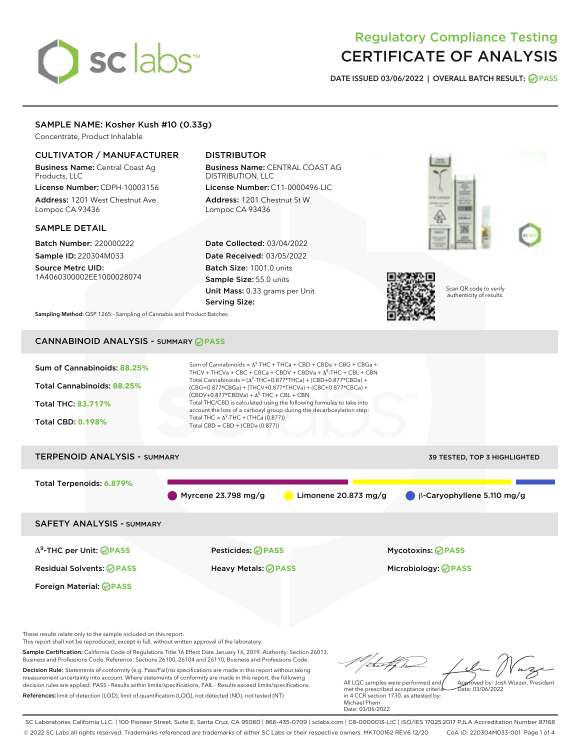# Regulatory Compliance Testing
# CERTIFICATE OF ANALYSIS

**DATE ISSUED 03/06/2022 | OVERALL BATCH RESULT: PASS**

## SAMPLE NAME: Kosher Kush #10 (0.33g)

Concentrate, Product Inhalable

### CULTIVATOR / MANUFACTURER

**Business Name:** Central Coast Ag Products, LLC

**License Number:** CDPH-10003156

**Address:** 1201 West Chestnut Ave. Lompoc CA 93436

### DISTRIBUTOR

**Business Name:** CENTRAL COAST AG DISTRIBUTION, LLC

**License Number:** C11-0000496-LIC

**Address:** 1201 Chestnut St W Lompoc CA 93436

### SAMPLE DETAIL

**Batch Number:** 220000222

**Sample ID:** 220304M033

**Source Metrc UID:** 1A4060300002EE1000028074

**Date Collected:** 03/04/2022

**Date Received:** 03/05/2022

**Batch Size:** 1001.0 units

**Sample Size:** 55.0 units

**Unit Mass:** 0.33 grams per Unit

**Serving Size:**

Scan QR code to verify authenticity of results.

**Sampling Method:** QSP 1265 - Sampling of Cannabis and Product Batches

## CANNABINOID ANALYSIS - SUMMARY PASS

**Sum of Cannabinoids: 88.25%**

**Total Cannabinoids: 88.25%**

**Total THC: 83.717%**

**Total CBD: 0.198%**

Sum of Cannabinoids = $\Delta^9$-THC + THCa + CBD + CBDa + CBG + CBGa + THCV + THCVa + CBC + CBCa + CBDV + CBDVa + $\Delta^8$-THC + CBL + CBN

Total Cannabinoids = ($\Delta^9$-THC+0.877*THCa) + (CBD+0.877*CBDa) + (CBG+0.877*CBGa) + (THCV+0.877*THCVa) + (CBC+0.877*CBCa) + (CBDV+0.877*CBDVa) + $\Delta^8$-THC + CBL + CBN

Total THC/CBD is calculated using the following formulas to take into account the loss of a carboxyl group during the decarboxylation step:

Total THC = $\Delta^9$-THC + (THCa (0.877))

Total CBD = CBD + (CBDa (0.877))

## TERPENOID ANALYSIS - SUMMARY

39 TESTED, TOP 3 HIGHLIGHTED

**Total Terpenoids: 6.879%**

Myrcene 23.798 mg/g | Limonene 20.873 mg/g | β-Caryophyllene 5.110 mg/g

## SAFETY ANALYSIS - SUMMARY

| | | |
|---|---|---|
| $\Delta^9$-THC per Unit: PASS | Pesticides: PASS | Mycotoxins: PASS |
| Residual Solvents: PASS | Heavy Metals: PASS | Microbiology: PASS |
| Foreign Material: PASS | | |

These results relate only to the sample included on this report.
This report shall not be reproduced, except in full, without written approval of the laboratory.

**Sample Certification:** California Code of Regulations Title 16 Effect Date January 16, 2019. Authority: Section 26013, Business and Professions Code. Reference: Sections 26100, 26104 and 26110, Business and Professions Code.

**Decision Rule:** Statements of conformity (e.g. Pass/Fail) to specifications are made in this report without taking measurement uncertainty into account. Where statements of conformity are made in this report, the following decision rules are applied: PASS - Results within limits/specifications, FAIL - Results exceed limits/specifications.

**References:** limit of detection (LOD), limit of quantification (LOQ), not detected (ND), not tested (NT)

All LQC samples were performed and met the prescribed acceptance criteria in 4 CCR section 1730, as attested by: Michael Pham
Date: 03/06/2022

Approved by: Josh Wurzer, President
Date: 03/06/2022

SC Laboratories California LLC. | 100 Pioneer Street, Suite E, Santa Cruz, CA 95060 | 866-435-0709 | sclabs.com | C8-0000013-LIC | ISO/IES 17025:2017 PJLA Accreditation Number 87168
© 2022 SC Labs all rights reserved. Trademarks referenced are trademarks of either SC Labs or their respective owners. MKT00162 REV6 12/20 CoA ID: 220304M033-001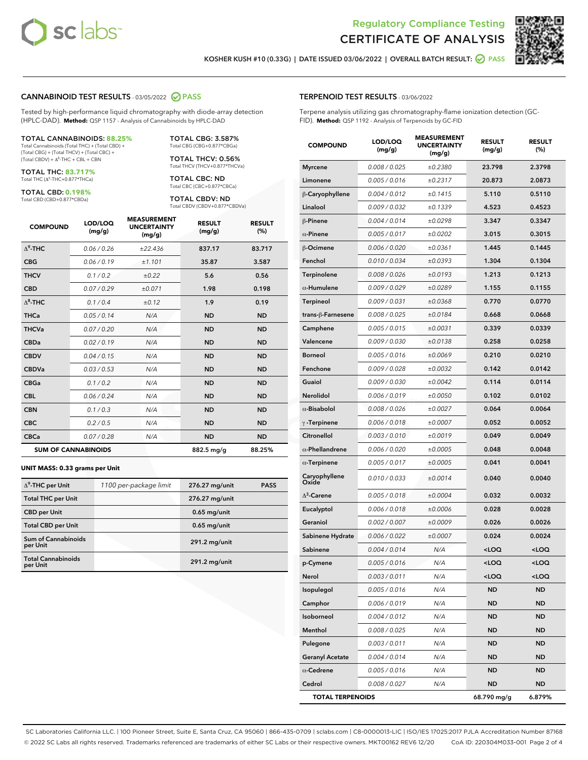Regulatory Compliance Testing

# CERTIFICATE OF ANALYSIS

KOSHER KUSH #10 (0.33G) | DATE ISSUED 03/06/2022 | OVERALL BATCH RESULT: PASS

## CANNABINOID TEST RESULTS - 03/05/2022 PASS

Tested by high-performance liquid chromatography with diode-array detection (HPLC-DAD). **Method:** QSP 1157 - Analysis of Cannabinoids by HPLC-DAD

**TOTAL CANNABINOIDS: 88.25%**
Total Cannabinoids (Total THC) + (Total CBD) + (Total CBG) + (Total THCV) + (Total CBC) + (Total CBDV) + Δ8-THC + CBL + CBN

**TOTAL THC: 83.717%**
Total THC (Δ9-THC+0.877*THCa)

**TOTAL CBD: 0.198%**
Total CBD (CBD+0.877*CBDa)

**TOTAL CBG: 3.587%**
Total CBG (CBG+0.877*CBGa)

**TOTAL THCV: 0.56%**
Total THCV (THCV+0.877*THCVa)

**TOTAL CBC: ND**
Total CBC (CBC+0.877*CBCa)

**TOTAL CBDV: ND**
Total CBDV (CBDV+0.877*CBDVa)

| COMPOUND | LOD/LOQ (mg/g) | MEASUREMENT UNCERTAINTY (mg/g) | RESULT (mg/g) | RESULT (%) |
|---|---|---|---|---|
| Δ9-THC | 0.06 / 0.26 | ±22.436 | 837.17 | 83.717 |
| CBG | 0.06 / 0.19 | ±1.101 | 35.87 | 3.587 |
| THCV | 0.1 / 0.2 | ±0.22 | 5.6 | 0.56 |
| CBD | 0.07 / 0.29 | ±0.071 | 1.98 | 0.198 |
| Δ8-THC | 0.1 / 0.4 | ±0.12 | 1.9 | 0.19 |
| THCa | 0.05 / 0.14 | N/A | ND | ND |
| THCVa | 0.07 / 0.20 | N/A | ND | ND |
| CBDa | 0.02 / 0.19 | N/A | ND | ND |
| CBDV | 0.04 / 0.15 | N/A | ND | ND |
| CBDVa | 0.03 / 0.53 | N/A | ND | ND |
| CBGa | 0.1 / 0.2 | N/A | ND | ND |
| CBL | 0.06 / 0.24 | N/A | ND | ND |
| CBN | 0.1 / 0.3 | N/A | ND | ND |
| CBC | 0.2 / 0.5 | N/A | ND | ND |
| CBCa | 0.07 / 0.28 | N/A | ND | ND |
| **SUM OF CANNABINOIDS** | | | 882.5 mg/g | 88.25% |

**UNIT MASS: 0.33 grams per Unit**

| | | | |
|---|---|---|---|
| Δ9-THC per Unit | 1100 per-package limit | 276.27 mg/unit | PASS |
| Total THC per Unit | | 276.27 mg/unit | |
| CBD per Unit | | 0.65 mg/unit | |
| Total CBD per Unit | | 0.65 mg/unit | |
| Sum of Cannabinoids per Unit | | 291.2 mg/unit | |
| Total Cannabinoids per Unit | | 291.2 mg/unit | |

## TERPENOID TEST RESULTS - 03/06/2022

Terpene analysis utilizing gas chromatography-flame ionization detection (GC-FID). **Method:** QSP 1192 - Analysis of Terpenoids by GC-FID

| COMPOUND | LOD/LOQ (mg/g) | MEASUREMENT UNCERTAINTY (mg/g) | RESULT (mg/g) | RESULT (%) |
|---|---|---|---|---|
| Myrcene | 0.008 / 0.025 | ±0.2380 | 23.798 | 2.3798 |
| Limonene | 0.005 / 0.016 | ±0.2317 | 20.873 | 2.0873 |
| β-Caryophyllene | 0.004 / 0.012 | ±0.1415 | 5.110 | 0.5110 |
| Linalool | 0.009 / 0.032 | ±0.1339 | 4.523 | 0.4523 |
| β-Pinene | 0.004 / 0.014 | ±0.0298 | 3.347 | 0.3347 |
| α-Pinene | 0.005 / 0.017 | ±0.0202 | 3.015 | 0.3015 |
| β-Ocimene | 0.006 / 0.020 | ±0.0361 | 1.445 | 0.1445 |
| Fenchol | 0.010 / 0.034 | ±0.0393 | 1.304 | 0.1304 |
| Terpinolene | 0.008 / 0.026 | ±0.0193 | 1.213 | 0.1213 |
| α-Humulene | 0.009 / 0.029 | ±0.0289 | 1.155 | 0.1155 |
| Terpineol | 0.009 / 0.031 | ±0.0368 | 0.770 | 0.0770 |
| trans-β-Farnesene | 0.008 / 0.025 | ±0.0184 | 0.668 | 0.0668 |
| Camphene | 0.005 / 0.015 | ±0.0031 | 0.339 | 0.0339 |
| Valencene | 0.009 / 0.030 | ±0.0138 | 0.258 | 0.0258 |
| Borneol | 0.005 / 0.016 | ±0.0069 | 0.210 | 0.0210 |
| Fenchone | 0.009 / 0.028 | ±0.0032 | 0.142 | 0.0142 |
| Guaiol | 0.009 / 0.030 | ±0.0042 | 0.114 | 0.0114 |
| Nerolidol | 0.006 / 0.019 | ±0.0050 | 0.102 | 0.0102 |
| α-Bisabolol | 0.008 / 0.026 | ±0.0027 | 0.064 | 0.0064 |
| γ-Terpinene | 0.006 / 0.018 | ±0.0007 | 0.052 | 0.0052 |
| Citronellol | 0.003 / 0.010 | ±0.0019 | 0.049 | 0.0049 |
| α-Phellandrene | 0.006 / 0.020 | ±0.0005 | 0.048 | 0.0048 |
| α-Terpinene | 0.005 / 0.017 | ±0.0005 | 0.041 | 0.0041 |
| Caryophyllene Oxide | 0.010 / 0.033 | ±0.0014 | 0.040 | 0.0040 |
| Δ3-Carene | 0.005 / 0.018 | ±0.0004 | 0.032 | 0.0032 |
| Eucalyptol | 0.006 / 0.018 | ±0.0006 | 0.028 | 0.0028 |
| Geraniol | 0.002 / 0.007 | ±0.0009 | 0.026 | 0.0026 |
| Sabinene Hydrate | 0.006 / 0.022 | ±0.0007 | 0.024 | 0.0024 |
| Sabinene | 0.004 / 0.014 | N/A | <LOQ | <LOQ |
| p-Cymene | 0.005 / 0.016 | N/A | <LOQ | <LOQ |
| Nerol | 0.003 / 0.011 | N/A | <LOQ | <LOQ |
| Isopulegol | 0.005 / 0.016 | N/A | ND | ND |
| Camphor | 0.006 / 0.019 | N/A | ND | ND |
| Isoborneol | 0.004 / 0.012 | N/A | ND | ND |
| Menthol | 0.008 / 0.025 | N/A | ND | ND |
| Pulegone | 0.003 / 0.011 | N/A | ND | ND |
| Geranyl Acetate | 0.004 / 0.014 | N/A | ND | ND |
| α-Cedrene | 0.005 / 0.016 | N/A | ND | ND |
| Cedrol | 0.008 / 0.027 | N/A | ND | ND |
| **TOTAL TERPENOIDS** | | | 68.790 mg/g | 6.879% |

SC Laboratories California LLC. | 100 Pioneer Street, Suite E, Santa Cruz, CA 95060 | 866-435-0709 | sclabs.com | C8-0000013-LIC | ISO/IES 17025:2017 PJLA Accreditation Number 87168
© 2022 SC Labs all rights reserved. Trademarks referenced are trademarks of either SC Labs or their respective owners. MKT00162 REV6 12/20 CoA ID: 220304M033-001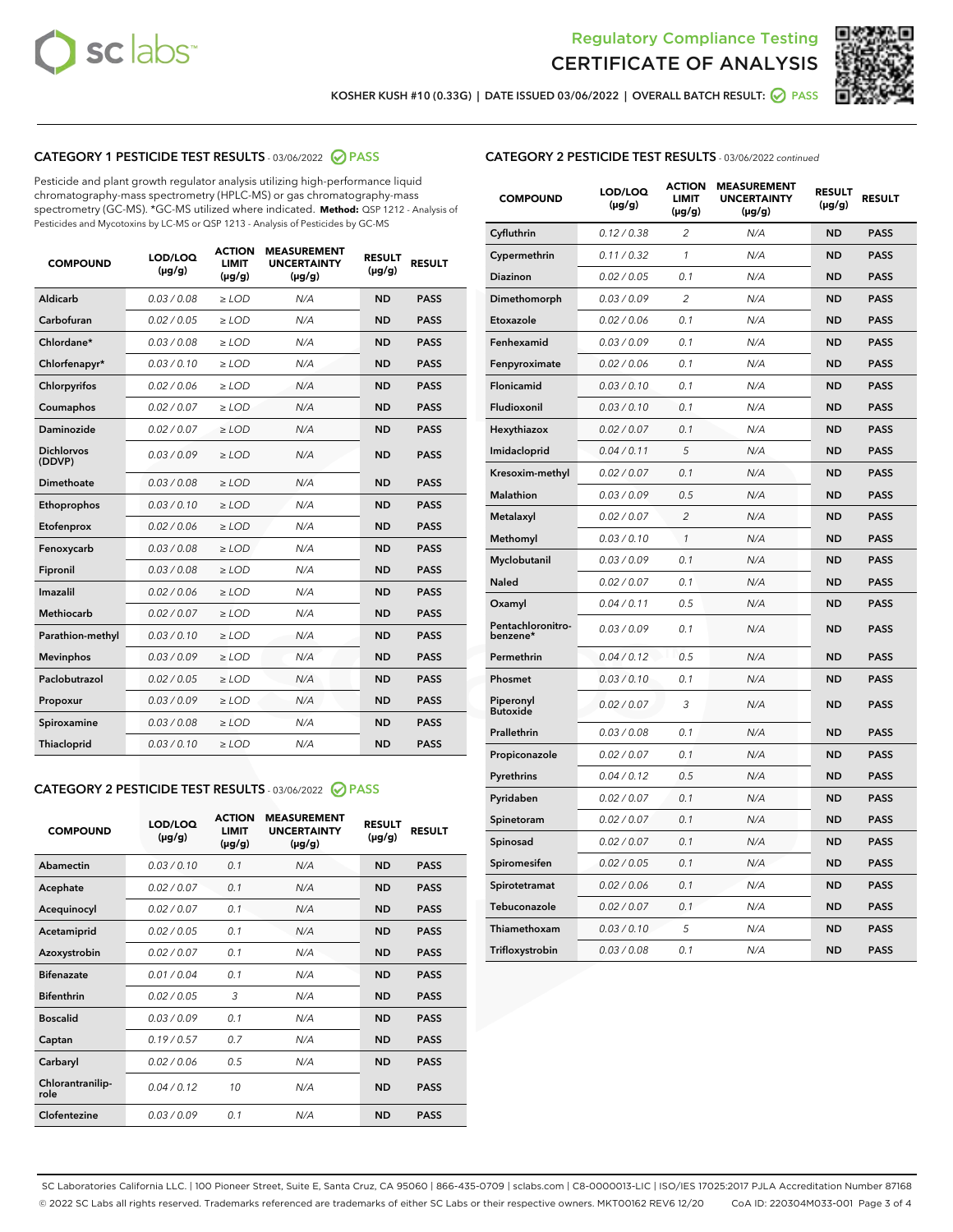Regulatory Compliance Testing

# CERTIFICATE OF ANALYSIS

KOSHER KUSH #10 (0.33G) | DATE ISSUED 03/06/2022 | OVERALL BATCH RESULT: PASS

## CATEGORY 1 PESTICIDE TEST RESULTS - 03/06/2022 PASS

Pesticide and plant growth regulator analysis utilizing high-performance liquid chromatography-mass spectrometry (HPLC-MS) or gas chromatography-mass spectrometry (GC-MS). *GC-MS utilized where indicated. **Method:** QSP 1212 - Analysis of Pesticides and Mycotoxins by LC-MS or QSP 1213 - Analysis of Pesticides by GC-MS

| COMPOUND | LOD/LOQ (µg/g) | ACTION LIMIT (µg/g) | MEASUREMENT UNCERTAINTY (µg/g) | RESULT (µg/g) | RESULT |
|---|---|---|---|---|---|
| Aldicarb | 0.03 / 0.08 | ≥ LOD | N/A | ND | PASS |
| Carbofuran | 0.02 / 0.05 | ≥ LOD | N/A | ND | PASS |
| Chlordane* | 0.03 / 0.08 | ≥ LOD | N/A | ND | PASS |
| Chlorfenapyr* | 0.03 / 0.10 | ≥ LOD | N/A | ND | PASS |
| Chlorpyrifos | 0.02 / 0.06 | ≥ LOD | N/A | ND | PASS |
| Coumaphos | 0.02 / 0.07 | ≥ LOD | N/A | ND | PASS |
| Daminozide | 0.02 / 0.07 | ≥ LOD | N/A | ND | PASS |
| Dichlorvos (DDVP) | 0.03 / 0.09 | ≥ LOD | N/A | ND | PASS |
| Dimethoate | 0.03 / 0.08 | ≥ LOD | N/A | ND | PASS |
| Ethoprophos | 0.03 / 0.10 | ≥ LOD | N/A | ND | PASS |
| Etofenprox | 0.02 / 0.06 | ≥ LOD | N/A | ND | PASS |
| Fenoxycarb | 0.03 / 0.08 | ≥ LOD | N/A | ND | PASS |
| Fipronil | 0.03 / 0.08 | ≥ LOD | N/A | ND | PASS |
| Imazalil | 0.02 / 0.06 | ≥ LOD | N/A | ND | PASS |
| Methiocarb | 0.02 / 0.07 | ≥ LOD | N/A | ND | PASS |
| Parathion-methyl | 0.03 / 0.10 | ≥ LOD | N/A | ND | PASS |
| Mevinphos | 0.03 / 0.09 | ≥ LOD | N/A | ND | PASS |
| Paclobutrazol | 0.02 / 0.05 | ≥ LOD | N/A | ND | PASS |
| Propoxur | 0.03 / 0.09 | ≥ LOD | N/A | ND | PASS |
| Spiroxamine | 0.03 / 0.08 | ≥ LOD | N/A | ND | PASS |
| Thiacloprid | 0.03 / 0.10 | ≥ LOD | N/A | ND | PASS |

## CATEGORY 2 PESTICIDE TEST RESULTS - 03/06/2022 PASS

| COMPOUND | LOD/LOQ (µg/g) | ACTION LIMIT (µg/g) | MEASUREMENT UNCERTAINTY (µg/g) | RESULT (µg/g) | RESULT |
|---|---|---|---|---|---|
| Abamectin | 0.03 / 0.10 | 0.1 | N/A | ND | PASS |
| Acephate | 0.02 / 0.07 | 0.1 | N/A | ND | PASS |
| Acequinocyl | 0.02 / 0.07 | 0.1 | N/A | ND | PASS |
| Acetamiprid | 0.02 / 0.05 | 0.1 | N/A | ND | PASS |
| Azoxystrobin | 0.02 / 0.07 | 0.1 | N/A | ND | PASS |
| Bifenazate | 0.01 / 0.04 | 0.1 | N/A | ND | PASS |
| Bifenthrin | 0.02 / 0.05 | 3 | N/A | ND | PASS |
| Boscalid | 0.03 / 0.09 | 0.1 | N/A | ND | PASS |
| Captan | 0.19 / 0.57 | 0.7 | N/A | ND | PASS |
| Carbaryl | 0.02 / 0.06 | 0.5 | N/A | ND | PASS |
| Chlorantraniliprole | 0.04 / 0.12 | 10 | N/A | ND | PASS |
| Clofentezine | 0.03 / 0.09 | 0.1 | N/A | ND | PASS |
| Cyfluthrin | 0.12 / 0.38 | 2 | N/A | ND | PASS |
| Cypermethrin | 0.11 / 0.32 | 1 | N/A | ND | PASS |
| Diazinon | 0.02 / 0.05 | 0.1 | N/A | ND | PASS |
| Dimethomorph | 0.03 / 0.09 | 2 | N/A | ND | PASS |
| Etoxazole | 0.02 / 0.06 | 0.1 | N/A | ND | PASS |
| Fenhexamid | 0.03 / 0.09 | 0.1 | N/A | ND | PASS |
| Fenpyroximate | 0.02 / 0.06 | 0.1 | N/A | ND | PASS |
| Flonicamid | 0.03 / 0.10 | 0.1 | N/A | ND | PASS |
| Fludioxonil | 0.03 / 0.10 | 0.1 | N/A | ND | PASS |
| Hexythiazox | 0.02 / 0.07 | 0.1 | N/A | ND | PASS |
| Imidacloprid | 0.04 / 0.11 | 5 | N/A | ND | PASS |
| Kresoxim-methyl | 0.02 / 0.07 | 0.1 | N/A | ND | PASS |
| Malathion | 0.03 / 0.09 | 0.5 | N/A | ND | PASS |
| Metalaxyl | 0.02 / 0.07 | 2 | N/A | ND | PASS |
| Methomyl | 0.03 / 0.10 | 1 | N/A | ND | PASS |
| Myclobutanil | 0.03 / 0.09 | 0.1 | N/A | ND | PASS |
| Naled | 0.02 / 0.07 | 0.1 | N/A | ND | PASS |
| Oxamyl | 0.04 / 0.11 | 0.5 | N/A | ND | PASS |
| Pentachloronitrobenzene* | 0.03 / 0.09 | 0.1 | N/A | ND | PASS |
| Permethrin | 0.04 / 0.12 | 0.5 | N/A | ND | PASS |
| Phosmet | 0.03 / 0.10 | 0.1 | N/A | ND | PASS |
| Piperonyl Butoxide | 0.02 / 0.07 | 3 | N/A | ND | PASS |
| Prallethrin | 0.03 / 0.08 | 0.1 | N/A | ND | PASS |
| Propiconazole | 0.02 / 0.07 | 0.1 | N/A | ND | PASS |
| Pyrethrins | 0.04 / 0.12 | 0.5 | N/A | ND | PASS |
| Pyridaben | 0.02 / 0.07 | 0.1 | N/A | ND | PASS |
| Spinetoram | 0.02 / 0.07 | 0.1 | N/A | ND | PASS |
| Spinosad | 0.02 / 0.07 | 0.1 | N/A | ND | PASS |
| Spiromesifen | 0.02 / 0.05 | 0.1 | N/A | ND | PASS |
| Spirotetramat | 0.02 / 0.06 | 0.1 | N/A | ND | PASS |
| Tebuconazole | 0.02 / 0.07 | 0.1 | N/A | ND | PASS |
| Thiamethoxam | 0.03 / 0.10 | 5 | N/A | ND | PASS |
| Trifloxystrobin | 0.03 / 0.08 | 0.1 | N/A | ND | PASS |

SC Laboratories California LLC. | 100 Pioneer Street, Suite E, Santa Cruz, CA 95060 | 866-435-0709 | sclabs.com | C8-0000013-LIC | ISO/IES 17025:2017 PJLA Accreditation Number 87168
© 2022 SC Labs all rights reserved. Trademarks referenced are trademarks of either SC Labs or their respective owners. MKT00162 REV6 12/20 CoA ID: 220304M033-001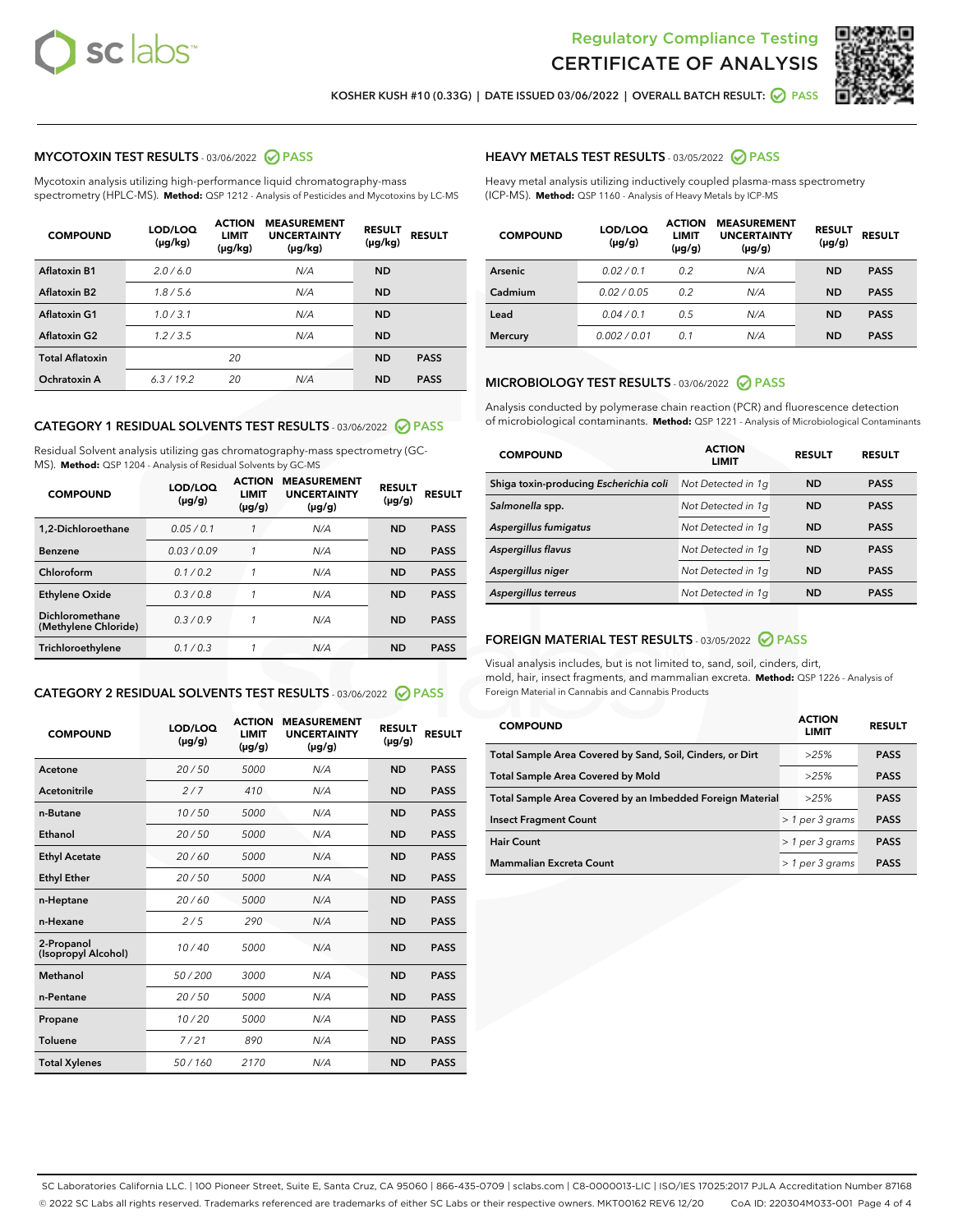Regulatory Compliance Testing

# CERTIFICATE OF ANALYSIS

KOSHER KUSH #10 (0.33G) | DATE ISSUED 03/06/2022 | OVERALL BATCH RESULT: PASS

## MYCOTOXIN TEST RESULTS - 03/06/2022 PASS

Mycotoxin analysis utilizing high-performance liquid chromatography-mass spectrometry (HPLC-MS). **Method:** QSP 1212 - Analysis of Pesticides and Mycotoxins by LC-MS

| COMPOUND | LOD/LOQ (µg/kg) | ACTION LIMIT (µg/kg) | MEASUREMENT UNCERTAINTY (µg/kg) | RESULT (µg/kg) | RESULT |
|---|---|---|---|---|---|
| Aflatoxin B1 | 2.0 / 6.0 | | N/A | ND | |
| Aflatoxin B2 | 1.8 / 5.6 | | N/A | ND | |
| Aflatoxin G1 | 1.0 / 3.1 | | N/A | ND | |
| Aflatoxin G2 | 1.2 / 3.5 | | N/A | ND | |
| Total Aflatoxin | | 20 | | ND | PASS |
| Ochratoxin A | 6.3 / 19.2 | 20 | N/A | ND | PASS |

## CATEGORY 1 RESIDUAL SOLVENTS TEST RESULTS - 03/06/2022 PASS

Residual Solvent analysis utilizing gas chromatography-mass spectrometry (GC-MS). **Method:** QSP 1204 - Analysis of Residual Solvents by GC-MS

| COMPOUND | LOD/LOQ (µg/g) | ACTION LIMIT (µg/g) | MEASUREMENT UNCERTAINTY (µg/g) | RESULT (µg/g) | RESULT |
|---|---|---|---|---|---|
| 1,2-Dichloroethane | 0.05 / 0.1 | 1 | N/A | ND | PASS |
| Benzene | 0.03 / 0.09 | 1 | N/A | ND | PASS |
| Chloroform | 0.1 / 0.2 | 1 | N/A | ND | PASS |
| Ethylene Oxide | 0.3 / 0.8 | 1 | N/A | ND | PASS |
| Dichloromethane (Methylene Chloride) | 0.3 / 0.9 | 1 | N/A | ND | PASS |
| Trichloroethylene | 0.1 / 0.3 | 1 | N/A | ND | PASS |

## CATEGORY 2 RESIDUAL SOLVENTS TEST RESULTS - 03/06/2022 PASS

| COMPOUND | LOD/LOQ (µg/g) | ACTION LIMIT (µg/g) | MEASUREMENT UNCERTAINTY (µg/g) | RESULT (µg/g) | RESULT |
|---|---|---|---|---|---|
| Acetone | 20 / 50 | 5000 | N/A | ND | PASS |
| Acetonitrile | 2 / 7 | 410 | N/A | ND | PASS |
| n-Butane | 10 / 50 | 5000 | N/A | ND | PASS |
| Ethanol | 20 / 50 | 5000 | N/A | ND | PASS |
| Ethyl Acetate | 20 / 60 | 5000 | N/A | ND | PASS |
| Ethyl Ether | 20 / 50 | 5000 | N/A | ND | PASS |
| n-Heptane | 20 / 60 | 5000 | N/A | ND | PASS |
| n-Hexane | 2 / 5 | 290 | N/A | ND | PASS |
| 2-Propanol (Isopropyl Alcohol) | 10 / 40 | 5000 | N/A | ND | PASS |
| Methanol | 50 / 200 | 3000 | N/A | ND | PASS |
| n-Pentane | 20 / 50 | 5000 | N/A | ND | PASS |
| Propane | 10 / 20 | 5000 | N/A | ND | PASS |
| Toluene | 7 / 21 | 890 | N/A | ND | PASS |
| Total Xylenes | 50 / 160 | 2170 | N/A | ND | PASS |

## HEAVY METALS TEST RESULTS - 03/05/2022 PASS

Heavy metal analysis utilizing inductively coupled plasma-mass spectrometry (ICP-MS). **Method:** QSP 1160 - Analysis of Heavy Metals by ICP-MS

| COMPOUND | LOD/LOQ (µg/g) | ACTION LIMIT (µg/g) | MEASUREMENT UNCERTAINTY (µg/g) | RESULT (µg/g) | RESULT |
|---|---|---|---|---|---|
| Arsenic | 0.02 / 0.1 | 0.2 | N/A | ND | PASS |
| Cadmium | 0.02 / 0.05 | 0.2 | N/A | ND | PASS |
| Lead | 0.04 / 0.1 | 0.5 | N/A | ND | PASS |
| Mercury | 0.002 / 0.01 | 0.1 | N/A | ND | PASS |

## MICROBIOLOGY TEST RESULTS - 03/06/2022 PASS

Analysis conducted by polymerase chain reaction (PCR) and fluorescence detection of microbiological contaminants. **Method:** QSP 1221 - Analysis of Microbiological Contaminants

| COMPOUND | ACTION LIMIT | RESULT | RESULT |
|---|---|---|---|
| Shiga toxin-producing *Escherichia coli* | Not Detected in 1g | ND | PASS |
| *Salmonella* spp. | Not Detected in 1g | ND | PASS |
| *Aspergillus fumigatus* | Not Detected in 1g | ND | PASS |
| *Aspergillus flavus* | Not Detected in 1g | ND | PASS |
| *Aspergillus niger* | Not Detected in 1g | ND | PASS |
| *Aspergillus terreus* | Not Detected in 1g | ND | PASS |

## FOREIGN MATERIAL TEST RESULTS - 03/05/2022 PASS

Visual analysis includes, but is not limited to, sand, soil, cinders, dirt, mold, hair, insect fragments, and mammalian excreta. **Method:** QSP 1226 - Analysis of Foreign Material in Cannabis and Cannabis Products

| COMPOUND | ACTION LIMIT | RESULT |
|---|---|---|
| Total Sample Area Covered by Sand, Soil, Cinders, or Dirt | >25% | PASS |
| Total Sample Area Covered by Mold | >25% | PASS |
| Total Sample Area Covered by an Imbedded Foreign Material | >25% | PASS |
| Insect Fragment Count | > 1 per 3 grams | PASS |
| Hair Count | > 1 per 3 grams | PASS |
| Mammalian Excreta Count | > 1 per 3 grams | PASS |

SC Laboratories California LLC. | 100 Pioneer Street, Suite E, Santa Cruz, CA 95060 | 866-435-0709 | sclabs.com | C8-0000013-LIC | ISO/IES 17025:2017 PJLA Accreditation Number 87168
© 2022 SC Labs all rights reserved. Trademarks referenced are trademarks of either SC Labs or their respective owners. MKT00162 REV6 12/20 CoA ID: 220304M033-001